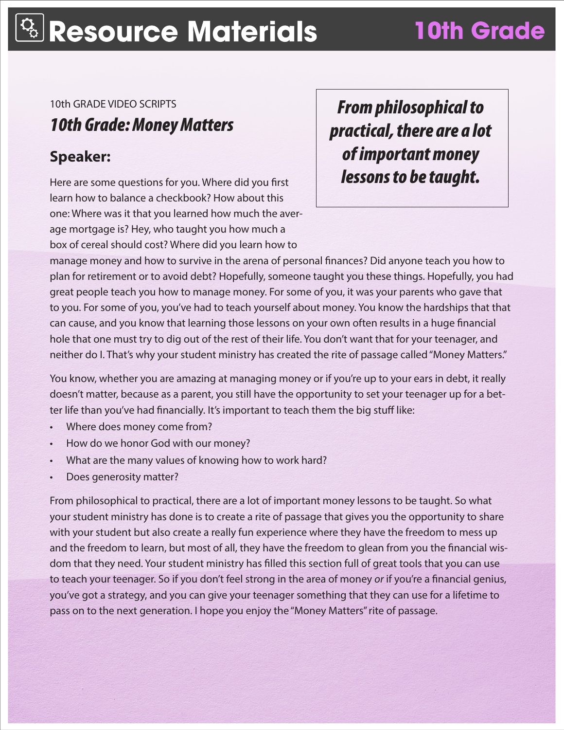# Resource Materials

## 10th Grade

10th GRADE VIDEO SCRIPTS

## *10th Grade: Money Matters*

> ***From philosophical to practical, there are a lot of important money lessons to be taught.***

### Speaker:

Here are some questions for you. Where did you first learn how to balance a checkbook? How about this one: Where was it that you learned how much the average mortgage is? Hey, who taught you how much a box of cereal should cost? Where did you learn how to manage money and how to survive in the arena of personal finances? Did anyone teach you how to plan for retirement or to avoid debt? Hopefully, someone taught you these things. Hopefully, you had great people teach you how to manage money. For some of you, it was your parents who gave that to you. For some of you, you've had to teach yourself about money. You know the hardships that that can cause, and you know that learning those lessons on your own often results in a huge financial hole that one must try to dig out of the rest of their life. You don't want that for your teenager, and neither do I. That's why your student ministry has created the rite of passage called "Money Matters."

You know, whether you are amazing at managing money or if you're up to your ears in debt, it really doesn't matter, because as a parent, you still have the opportunity to set your teenager up for a better life than you've had financially. It's important to teach them the big stuff like:

- Where does money come from?
- How do we honor God with our money?
- What are the many values of knowing how to work hard?
- Does generosity matter?

From philosophical to practical, there are a lot of important money lessons to be taught. So what your student ministry has done is to create a rite of passage that gives you the opportunity to share with your student but also create a really fun experience where they have the freedom to mess up and the freedom to learn, but most of all, they have the freedom to glean from you the financial wisdom that they need. Your student ministry has filled this section full of great tools that you can use to teach your teenager. So if you don't feel strong in the area of money *or* if you're a financial genius, you've got a strategy, and you can give your teenager something that they can use for a lifetime to pass on to the next generation. I hope you enjoy the "Money Matters" rite of passage.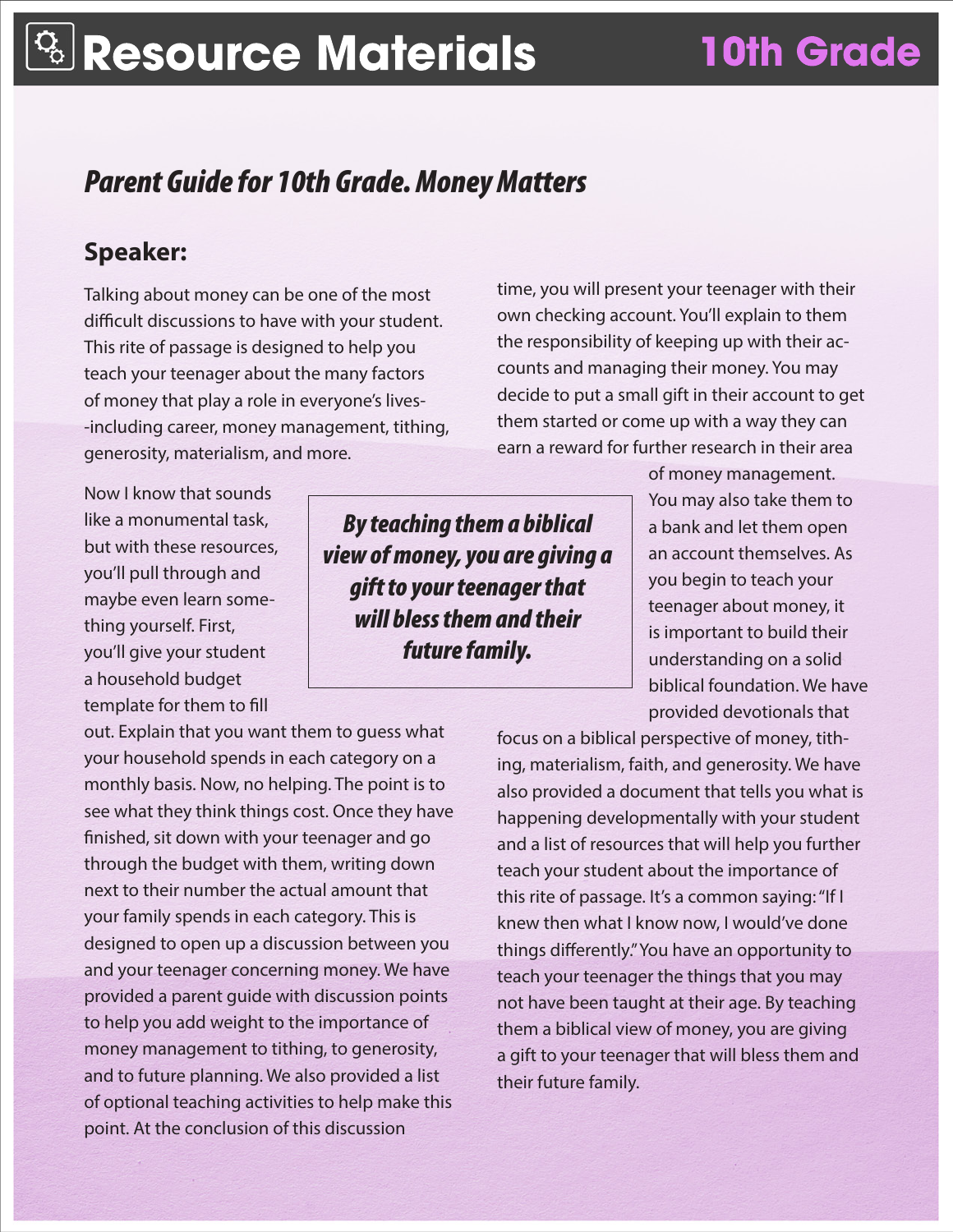# Resource Materials 10th Grade

## *Parent Guide for 10th Grade. Money Matters*

### Speaker:

Talking about money can be one of the most difficult discussions to have with your student. This rite of passage is designed to help you teach your teenager about the many factors of money that play a role in everyone's lives--including career, money management, tithing, generosity, materialism, and more.

Now I know that sounds like a monumental task, but with these resources, you'll pull through and maybe even learn something yourself. First, you'll give your student a household budget template for them to fill out. Explain that you want them to guess what your household spends in each category on a monthly basis. Now, no helping. The point is to see what they think things cost. Once they have finished, sit down with your teenager and go through the budget with them, writing down next to their number the actual amount that your family spends in each category. This is designed to open up a discussion between you and your teenager concerning money. We have provided a parent guide with discussion points to help you add weight to the importance of money management to tithing, to generosity, and to future planning. We also provided a list of optional teaching activities to help make this point. At the conclusion of this discussion time, you will present your teenager with their own checking account. You'll explain to them the responsibility of keeping up with their accounts and managing their money. You may decide to put a small gift in their account to get them started or come up with a way they can earn a reward for further research in their area of money management. You may also take them to a bank and let them open an account themselves. As you begin to teach your teenager about money, it is important to build their understanding on a solid biblical foundation. We have provided devotionals that focus on a biblical perspective of money, tithing, materialism, faith, and generosity. We have also provided a document that tells you what is happening developmentally with your student and a list of resources that will help you further teach your student about the importance of this rite of passage. It's a common saying: "If I knew then what I know now, I would've done things differently." You have an opportunity to teach your teenager the things that you may not have been taught at their age. By teaching them a biblical view of money, you are giving a gift to your teenager that will bless them and their future family.

> ***By teaching them a biblical view of money, you are giving a gift to your teenager that will bless them and their future family.***